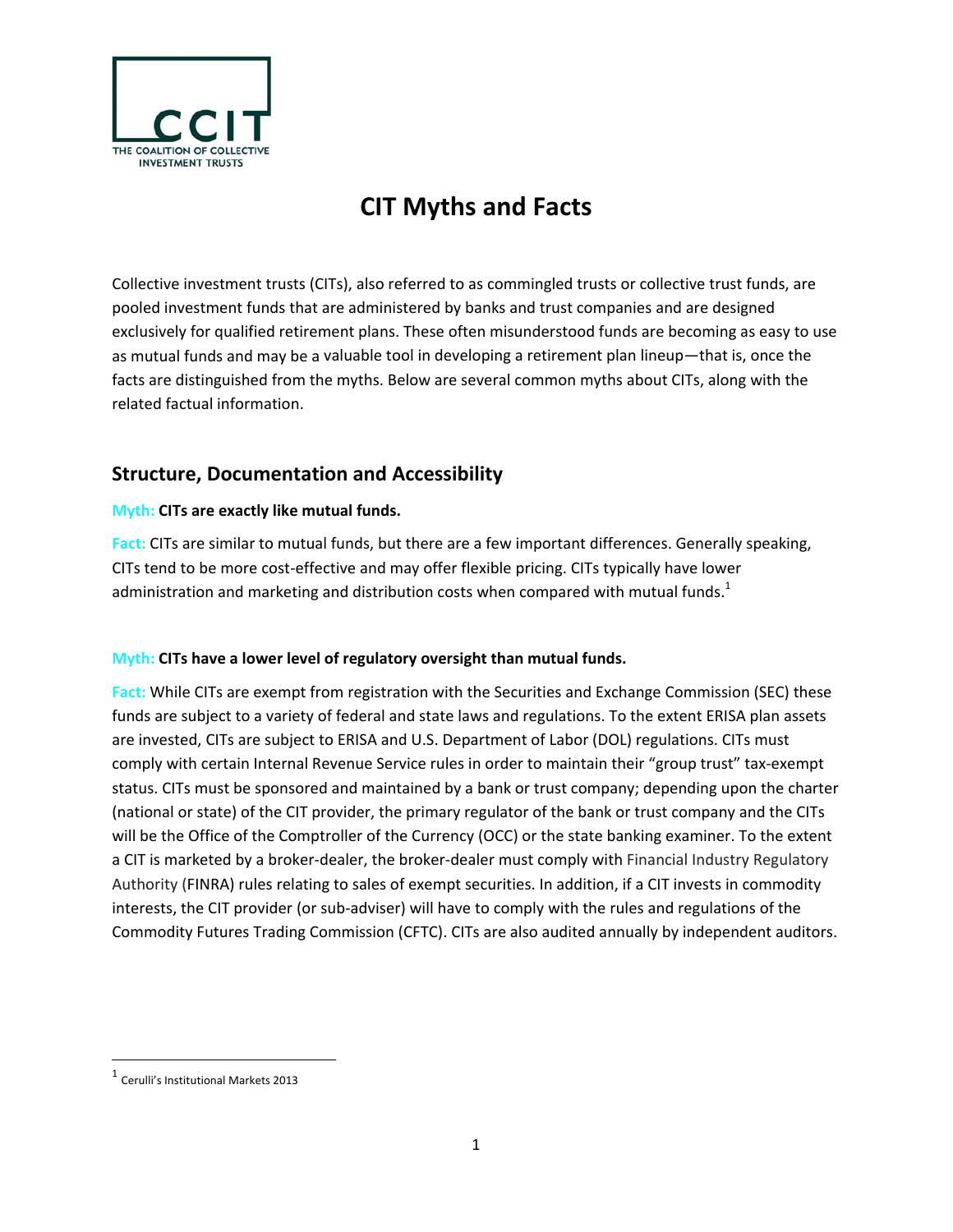THE COALITION OF COLLECTIVE INVESTMENT TRUSTS

# CIT Myths and Facts

Collective investment trusts (CITs), also referred to as commingled trusts or collective trust funds, are pooled investment funds that are administered by banks and trust companies and are designed exclusively for qualified retirement plans. These often misunderstood funds are becoming as easy to use as mutual funds and may be a valuable tool in developing a retirement plan lineup—that is, once the facts are distinguished from the myths. Below are several common myths about CITs, along with the related factual information.

## Structure, Documentation and Accessibility

Myth: **CITs are exactly like mutual funds.**

Fact: CITs are similar to mutual funds, but there are a few important differences. Generally speaking, CITs tend to be more cost-effective and may offer flexible pricing. CITs typically have lower administration and marketing and distribution costs when compared with mutual funds.[1]

Myth: **CITs have a lower level of regulatory oversight than mutual funds.**

Fact: While CITs are exempt from registration with the Securities and Exchange Commission (SEC) these funds are subject to a variety of federal and state laws and regulations. To the extent ERISA plan assets are invested, CITs are subject to ERISA and U.S. Department of Labor (DOL) regulations. CITs must comply with certain Internal Revenue Service rules in order to maintain their "group trust" tax-exempt status. CITs must be sponsored and maintained by a bank or trust company; depending upon the charter (national or state) of the CIT provider, the primary regulator of the bank or trust company and the CITs will be the Office of the Comptroller of the Currency (OCC) or the state banking examiner. To the extent a CIT is marketed by a broker-dealer, the broker-dealer must comply with Financial Industry Regulatory Authority (FINRA) rules relating to sales of exempt securities. In addition, if a CIT invests in commodity interests, the CIT provider (or sub-adviser) will have to comply with the rules and regulations of the Commodity Futures Trading Commission (CFTC). CITs are also audited annually by independent auditors.

---

[1] Cerulli's Institutional Markets 2013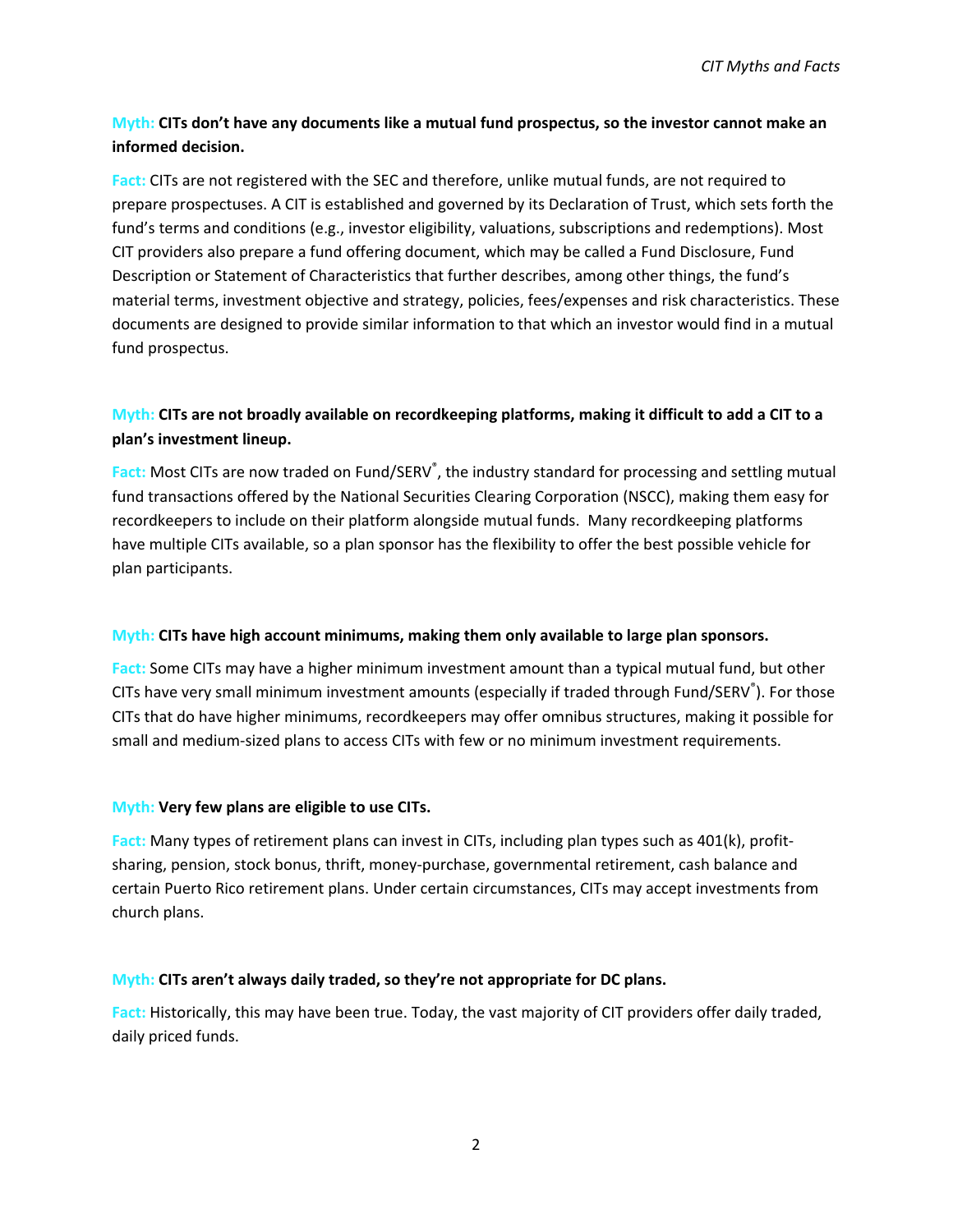**Myth: CITs don't have any documents like a mutual fund prospectus, so the investor cannot make an informed decision.**

**Fact:** CITs are not registered with the SEC and therefore, unlike mutual funds, are not required to prepare prospectuses. A CIT is established and governed by its Declaration of Trust, which sets forth the fund's terms and conditions (e.g., investor eligibility, valuations, subscriptions and redemptions). Most CIT providers also prepare a fund offering document, which may be called a Fund Disclosure, Fund Description or Statement of Characteristics that further describes, among other things, the fund's material terms, investment objective and strategy, policies, fees/expenses and risk characteristics. These documents are designed to provide similar information to that which an investor would find in a mutual fund prospectus.

**Myth: CITs are not broadly available on recordkeeping platforms, making it difficult to add a CIT to a plan's investment lineup.**

**Fact:** Most CITs are now traded on Fund/SERV®, the industry standard for processing and settling mutual fund transactions offered by the National Securities Clearing Corporation (NSCC), making them easy for recordkeepers to include on their platform alongside mutual funds. Many recordkeeping platforms have multiple CITs available, so a plan sponsor has the flexibility to offer the best possible vehicle for plan participants.

**Myth: CITs have high account minimums, making them only available to large plan sponsors.**

**Fact:** Some CITs may have a higher minimum investment amount than a typical mutual fund, but other CITs have very small minimum investment amounts (especially if traded through Fund/SERV®). For those CITs that do have higher minimums, recordkeepers may offer omnibus structures, making it possible for small and medium-sized plans to access CITs with few or no minimum investment requirements.

**Myth: Very few plans are eligible to use CITs.**

**Fact:** Many types of retirement plans can invest in CITs, including plan types such as 401(k), profit-sharing, pension, stock bonus, thrift, money-purchase, governmental retirement, cash balance and certain Puerto Rico retirement plans. Under certain circumstances, CITs may accept investments from church plans.

**Myth: CITs aren't always daily traded, so they're not appropriate for DC plans.**

**Fact:** Historically, this may have been true. Today, the vast majority of CIT providers offer daily traded, daily priced funds.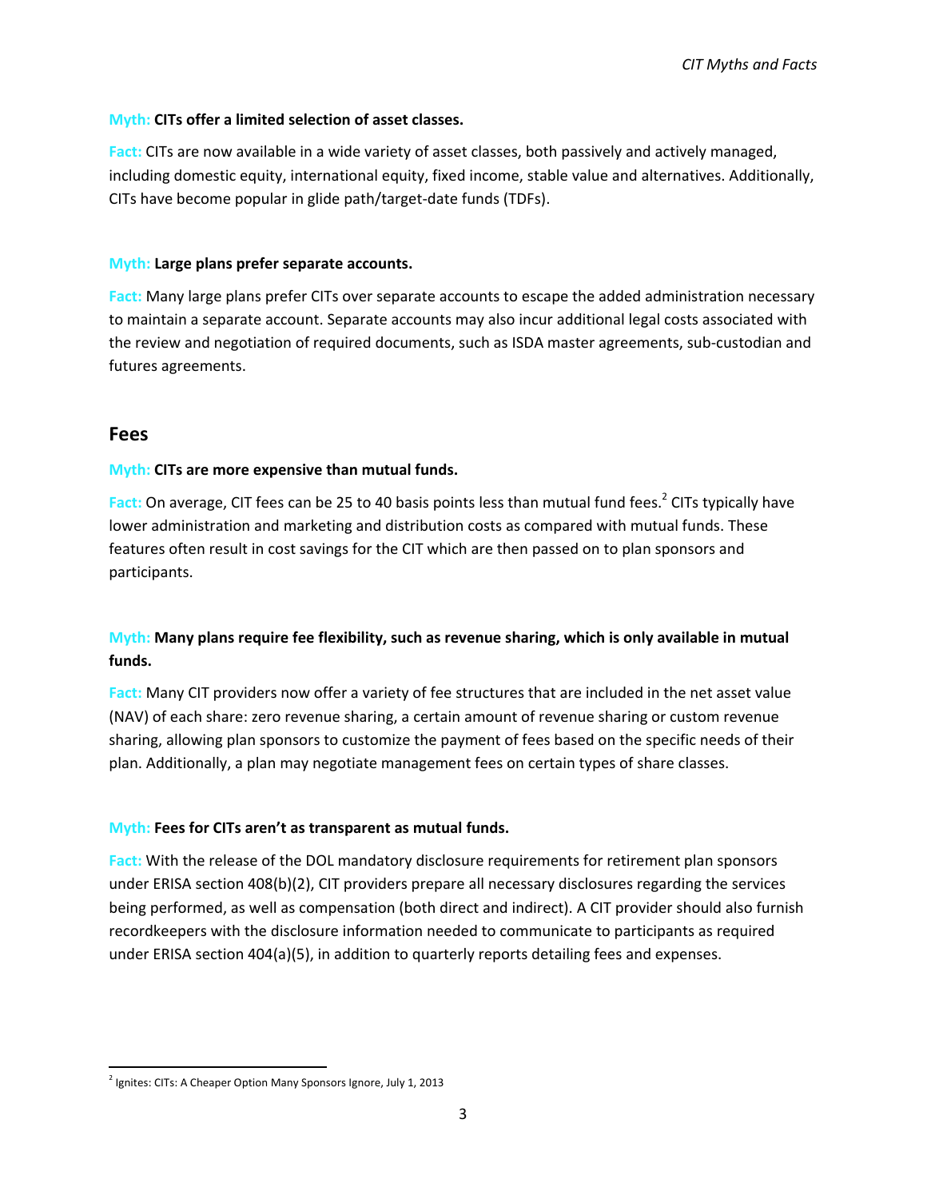**Myth: CITs offer a limited selection of asset classes.**

**Fact:** CITs are now available in a wide variety of asset classes, both passively and actively managed, including domestic equity, international equity, fixed income, stable value and alternatives. Additionally, CITs have become popular in glide path/target-date funds (TDFs).

**Myth: Large plans prefer separate accounts.**

**Fact:** Many large plans prefer CITs over separate accounts to escape the added administration necessary to maintain a separate account. Separate accounts may also incur additional legal costs associated with the review and negotiation of required documents, such as ISDA master agreements, sub-custodian and futures agreements.

## Fees

**Myth: CITs are more expensive than mutual funds.**

**Fact:** On average, CIT fees can be 25 to 40 basis points less than mutual fund fees.[2] CITs typically have lower administration and marketing and distribution costs as compared with mutual funds. These features often result in cost savings for the CIT which are then passed on to plan sponsors and participants.

**Myth: Many plans require fee flexibility, such as revenue sharing, which is only available in mutual funds.**

**Fact:** Many CIT providers now offer a variety of fee structures that are included in the net asset value (NAV) of each share: zero revenue sharing, a certain amount of revenue sharing or custom revenue sharing, allowing plan sponsors to customize the payment of fees based on the specific needs of their plan. Additionally, a plan may negotiate management fees on certain types of share classes.

**Myth: Fees for CITs aren't as transparent as mutual funds.**

**Fact:** With the release of the DOL mandatory disclosure requirements for retirement plan sponsors under ERISA section 408(b)(2), CIT providers prepare all necessary disclosures regarding the services being performed, as well as compensation (both direct and indirect). A CIT provider should also furnish recordkeepers with the disclosure information needed to communicate to participants as required under ERISA section 404(a)(5), in addition to quarterly reports detailing fees and expenses.

---

[2] Ignites: CITs: A Cheaper Option Many Sponsors Ignore, July 1, 2013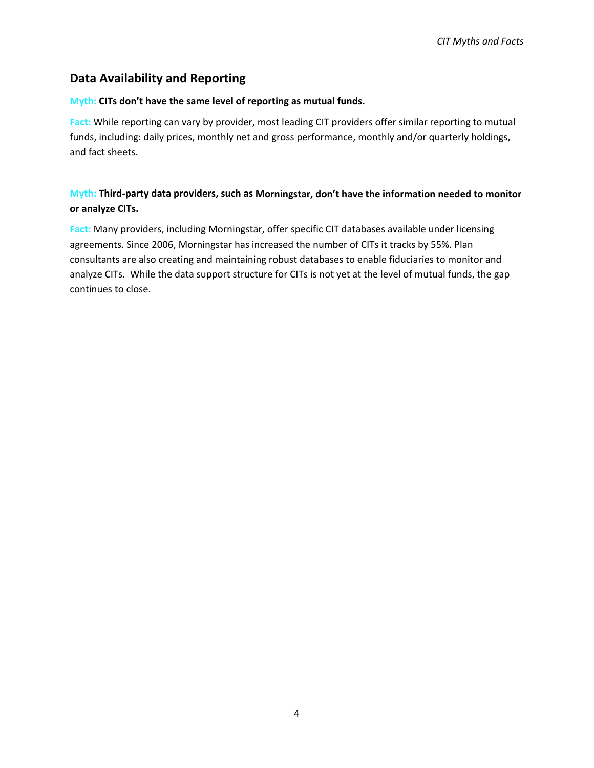## Data Availability and Reporting

**Myth: CITs don't have the same level of reporting as mutual funds.**

**Fact:** While reporting can vary by provider, most leading CIT providers offer similar reporting to mutual funds, including: daily prices, monthly net and gross performance, monthly and/or quarterly holdings, and fact sheets.

**Myth: Third-party data providers, such as Morningstar, don't have the information needed to monitor or analyze CITs.**

**Fact:** Many providers, including Morningstar, offer specific CIT databases available under licensing agreements. Since 2006, Morningstar has increased the number of CITs it tracks by 55%. Plan consultants are also creating and maintaining robust databases to enable fiduciaries to monitor and analyze CITs. While the data support structure for CITs is not yet at the level of mutual funds, the gap continues to close.